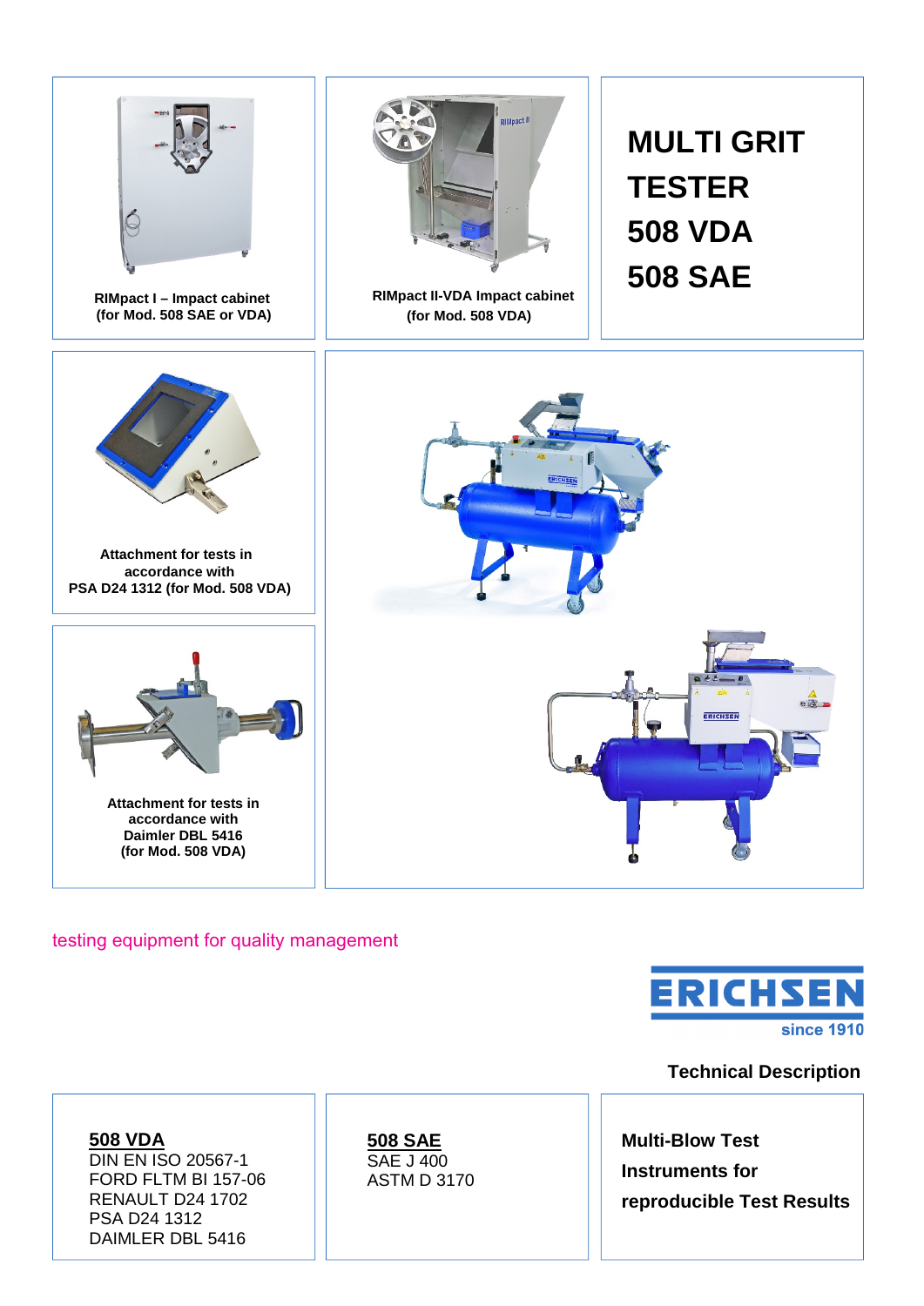# MULTI GRIT TESTER 508 VDA 508 SAE

**RIMpact I – Impact cabinet (for Mod. 508 SAE or VDA)**

**RIMpact II-VDA Impact cabinet (for Mod. 508 VDA)**

**Attachment for tests in accordance with PSA D24 1312 (for Mod. 508 VDA)**

**Attachment for tests in accordance with Daimler DBL 5416 (for Mod. 508 VDA)**

testing equipment for quality management

ERICHSEN since 1910

**Technical Description**

**508 VDA**
DIN EN ISO 20567-1
FORD FLTM BI 157-06
RENAULT D24 1702
PSA D24 1312
DAIMLER DBL 5416

**508 SAE**
SAE J 400
ASTM D 3170

**Multi-Blow Test Instruments for reproducible Test Results**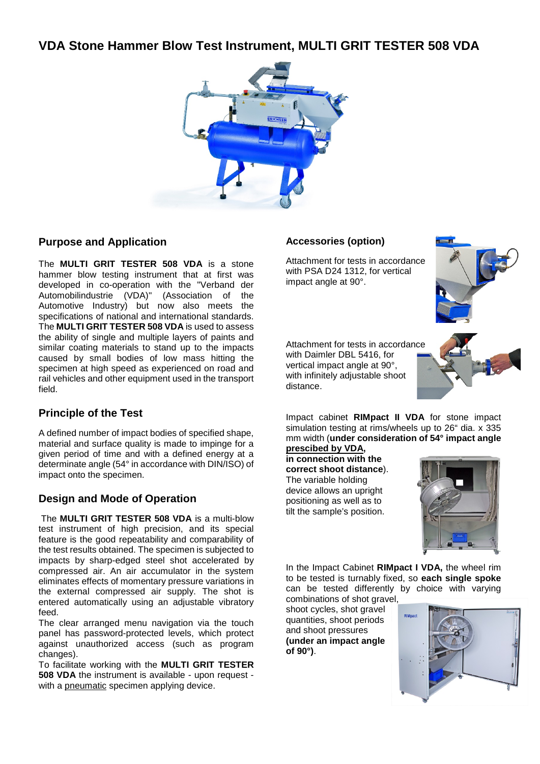# VDA Stone Hammer Blow Test Instrument, MULTI GRIT TESTER 508 VDA

## Purpose and Application

The **MULTI GRIT TESTER 508 VDA** is a stone hammer blow testing instrument that at first was developed in co-operation with the "Verband der Automobilindustrie (VDA)" (Association of the Automotive Industry) but now also meets the specifications of national and international standards. The **MULTI GRIT TESTER 508 VDA** is used to assess the ability of single and multiple layers of paints and similar coating materials to stand up to the impacts caused by small bodies of low mass hitting the specimen at high speed as experienced on road and rail vehicles and other equipment used in the transport field.

## Principle of the Test

A defined number of impact bodies of specified shape, material and surface quality is made to impinge for a given period of time and with a defined energy at a determinate angle (54° in accordance with DIN/ISO) of impact onto the specimen.

## Design and Mode of Operation

The **MULTI GRIT TESTER 508 VDA** is a multi-blow test instrument of high precision, and its special feature is the good repeatability and comparability of the test results obtained. The specimen is subjected to impacts by sharp-edged steel shot accelerated by compressed air. An air accumulator in the system eliminates effects of momentary pressure variations in the external compressed air supply. The shot is entered automatically using an adjustable vibratory feed.

The clear arranged menu navigation via the touch panel has password-protected levels, which protect against unauthorized access (such as program changes).

To facilitate working with the **MULTI GRIT TESTER 508 VDA** the instrument is available - upon request - with a pneumatic specimen applying device.

## Accessories (option)

Attachment for tests in accordance with PSA D24 1312, for vertical impact angle at 90°.

Attachment for tests in accordance with Daimler DBL 5416, for vertical impact angle at 90°, with infinitely adjustable shoot distance.

Impact cabinet **RIMpact II VDA** for stone impact simulation testing at rims/wheels up to 26" dia. x 335 mm width (**under consideration of 54° impact angle prescibed by VDA, in connection with the correct shoot distance**). The variable holding device allows an upright positioning as well as to tilt the sample's position.

In the Impact Cabinet **RIMpact I VDA,** the wheel rim to be tested is turnably fixed, so **each single spoke** can be tested differently by choice with varying combinations of shot gravel, shoot cycles, shot gravel quantities, shoot periods and shoot pressures **(under an impact angle of 90°)**.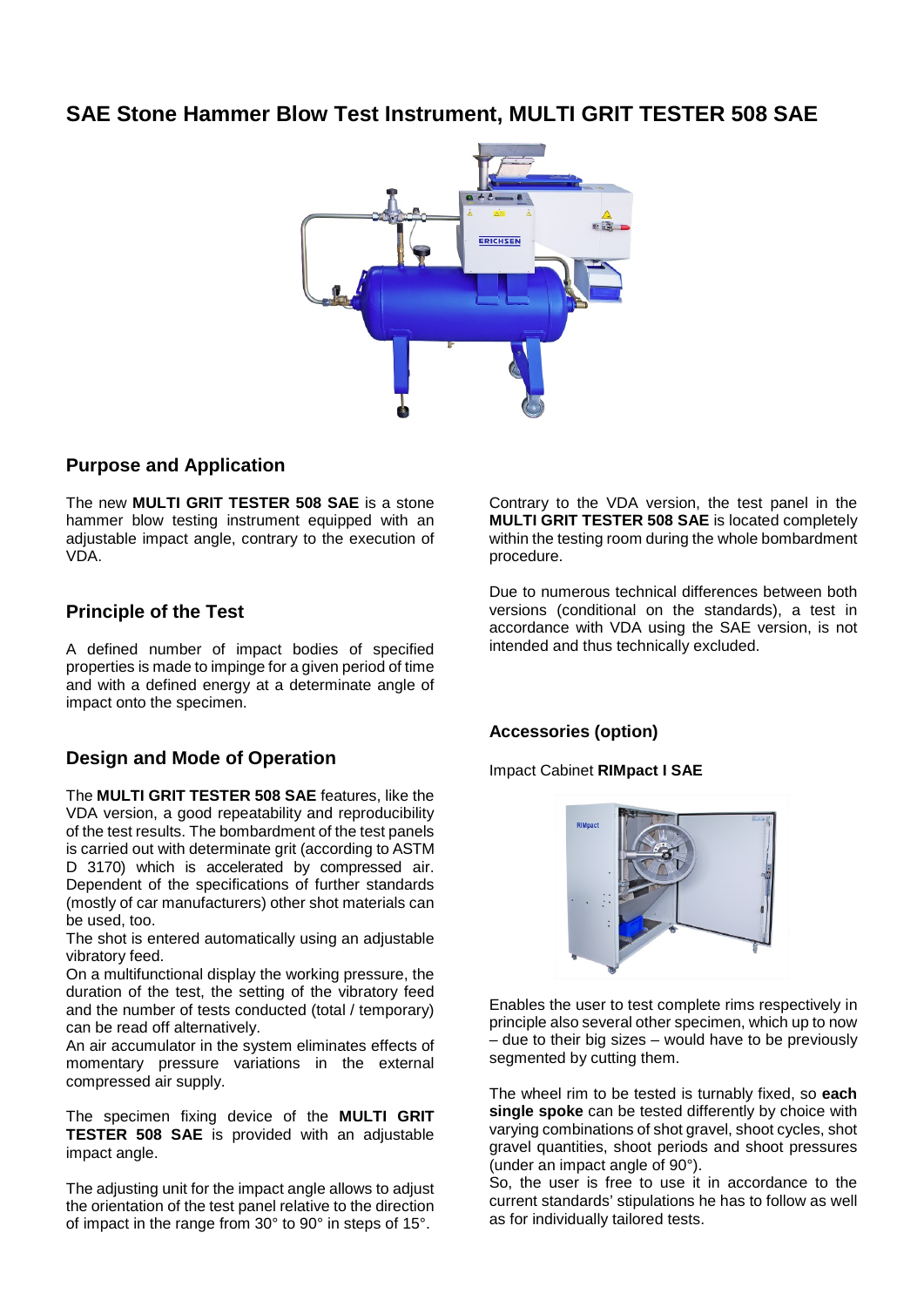# SAE Stone Hammer Blow Test Instrument, MULTI GRIT TESTER 508 SAE

## Purpose and Application

The new **MULTI GRIT TESTER 508 SAE** is a stone hammer blow testing instrument equipped with an adjustable impact angle, contrary to the execution of VDA.

## Principle of the Test

A defined number of impact bodies of specified properties is made to impinge for a given period of time and with a defined energy at a determinate angle of impact onto the specimen.

## Design and Mode of Operation

The **MULTI GRIT TESTER 508 SAE** features, like the VDA version, a good repeatability and reproducibility of the test results. The bombardment of the test panels is carried out with determinate grit (according to ASTM D 3170) which is accelerated by compressed air. Dependent of the specifications of further standards (mostly of car manufacturers) other shot materials can be used, too.
The shot is entered automatically using an adjustable vibratory feed.
On a multifunctional display the working pressure, the duration of the test, the setting of the vibratory feed and the number of tests conducted (total / temporary) can be read off alternatively.
An air accumulator in the system eliminates effects of momentary pressure variations in the external compressed air supply.

The specimen fixing device of the **MULTI GRIT TESTER 508 SAE** is provided with an adjustable impact angle.

The adjusting unit for the impact angle allows to adjust the orientation of the test panel relative to the direction of impact in the range from 30° to 90° in steps of 15°.

Contrary to the VDA version, the test panel in the **MULTI GRIT TESTER 508 SAE** is located completely within the testing room during the whole bombardment procedure.

Due to numerous technical differences between both versions (conditional on the standards), a test in accordance with VDA using the SAE version, is not intended and thus technically excluded.

### Accessories (option)

Impact Cabinet **RIMpact I SAE**

Enables the user to test complete rims respectively in principle also several other specimen, which up to now – due to their big sizes – would have to be previously segmented by cutting them.

The wheel rim to be tested is turnably fixed, so **each single spoke** can be tested differently by choice with varying combinations of shot gravel, shoot cycles, shot gravel quantities, shoot periods and shoot pressures (under an impact angle of 90°).
So, the user is free to use it in accordance to the current standards' stipulations he has to follow as well as for individually tailored tests.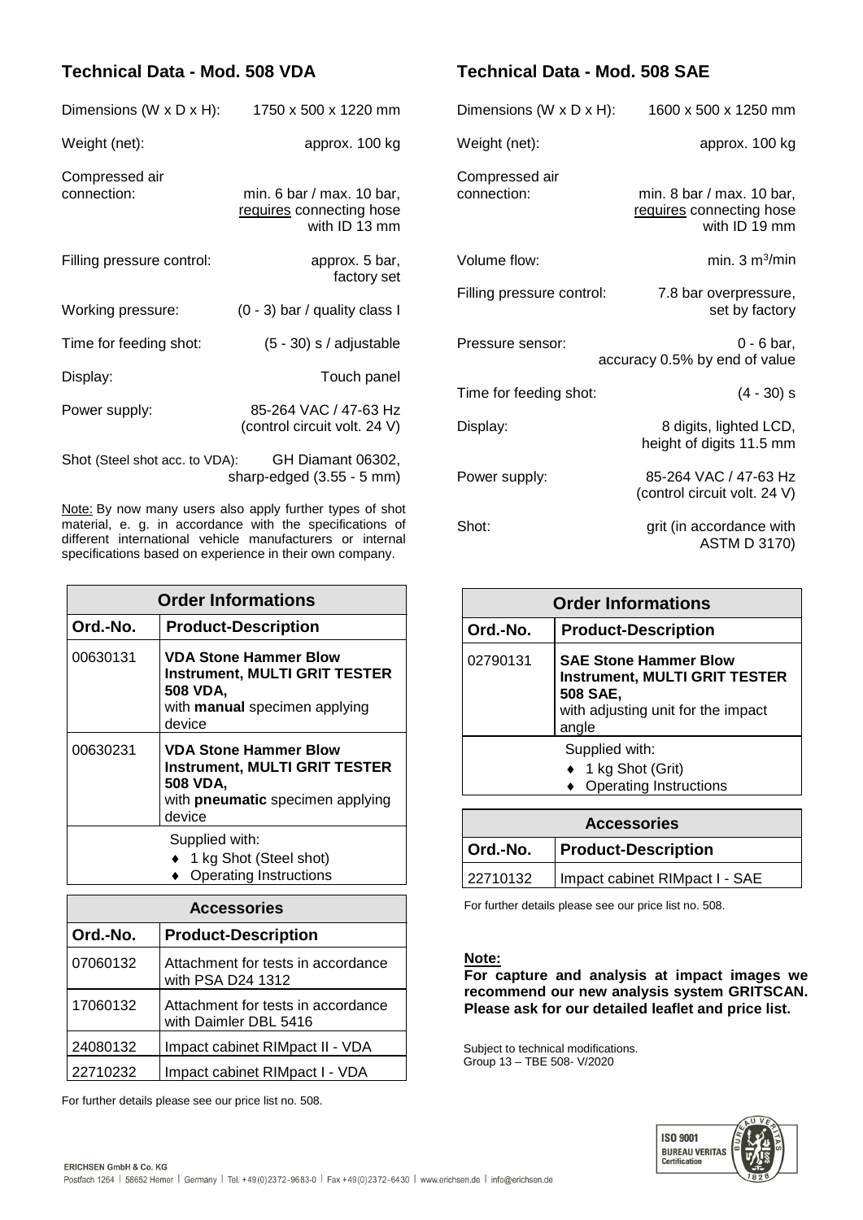## Technical Data - Mod. 508 VDA

| | |
|---|---|
| Dimensions (W x D x H): | 1750 x 500 x 1220 mm |
| Weight (net): | approx. 100 kg |
| Compressed air connection: | min. 6 bar / max. 10 bar, requires connecting hose with ID 13 mm |
| Filling pressure control: | approx. 5 bar, factory set |
| Working pressure: | (0 - 3) bar / quality class I |
| Time for feeding shot: | (5 - 30) s / adjustable |
| Display: | Touch panel |
| Power supply: | 85-264 VAC / 47-63 Hz (control circuit volt. 24 V) |
| Shot (Steel shot acc. to VDA): | GH Diamant 06302, sharp-edged (3.55 - 5 mm) |

Note: By now many users also apply further types of shot material, e. g. in accordance with the specifications of different international vehicle manufacturers or internal specifications based on experience in their own company.

| Order Informations | |
|---|---|
| **Ord.-No.** | **Product-Description** |
| 00630131 | **VDA Stone Hammer Blow Instrument, MULTI GRIT TESTER 508 VDA,** with **manual** specimen applying device |
| 00630231 | **VDA Stone Hammer Blow Instrument, MULTI GRIT TESTER 508 VDA,** with **pneumatic** specimen applying device |
| Supplied with: ♦ 1 kg Shot (Steel shot) ♦ Operating Instructions | |

| Accessories | |
|---|---|
| **Ord.-No.** | **Product-Description** |
| 07060132 | Attachment for tests in accordance with PSA D24 1312 |
| 17060132 | Attachment for tests in accordance with Daimler DBL 5416 |
| 24080132 | Impact cabinet RIMpact II - VDA |
| 22710232 | Impact cabinet RIMpact I - VDA |

For further details please see our price list no. 508.

## Technical Data - Mod. 508 SAE

| | |
|---|---|
| Dimensions (W x D x H): | 1600 x 500 x 1250 mm |
| Weight (net): | approx. 100 kg |
| Compressed air connection: | min. 8 bar / max. 10 bar, requires connecting hose with ID 19 mm |
| Volume flow: | min. 3 m$^3$/min |
| Filling pressure control: | 7.8 bar overpressure, set by factory |
| Pressure sensor: | 0 - 6 bar, accuracy 0.5% by end of value |
| Time for feeding shot: | (4 - 30) s |
| Display: | 8 digits, lighted LCD, height of digits 11.5 mm |
| Power supply: | 85-264 VAC / 47-63 Hz (control circuit volt. 24 V) |
| Shot: | grit (in accordance with ASTM D 3170) |

| Order Informations | |
|---|---|
| **Ord.-No.** | **Product-Description** |
| 02790131 | **SAE Stone Hammer Blow Instrument, MULTI GRIT TESTER 508 SAE,** with adjusting unit for the impact angle |
| Supplied with: ♦ 1 kg Shot (Grit) ♦ Operating Instructions | |

| Accessories | |
|---|---|
| **Ord.-No.** | **Product-Description** |
| 22710132 | Impact cabinet RIMpact I - SAE |

For further details please see our price list no. 508.

**Note:**
**For capture and analysis at impact images we recommend our new analysis system GRITSCAN. Please ask for our detailed leaflet and price list.**

Subject to technical modifications.
Group 13 – TBE 508- V/2020

ERICHSEN GmbH & Co. KG
Postfach 1264 | 58652 Hemer | Germany | Tel. +49(0)2372-9683-0 | Fax +49(0)2372-6430 | www.erichsen.de | info@erichsen.de